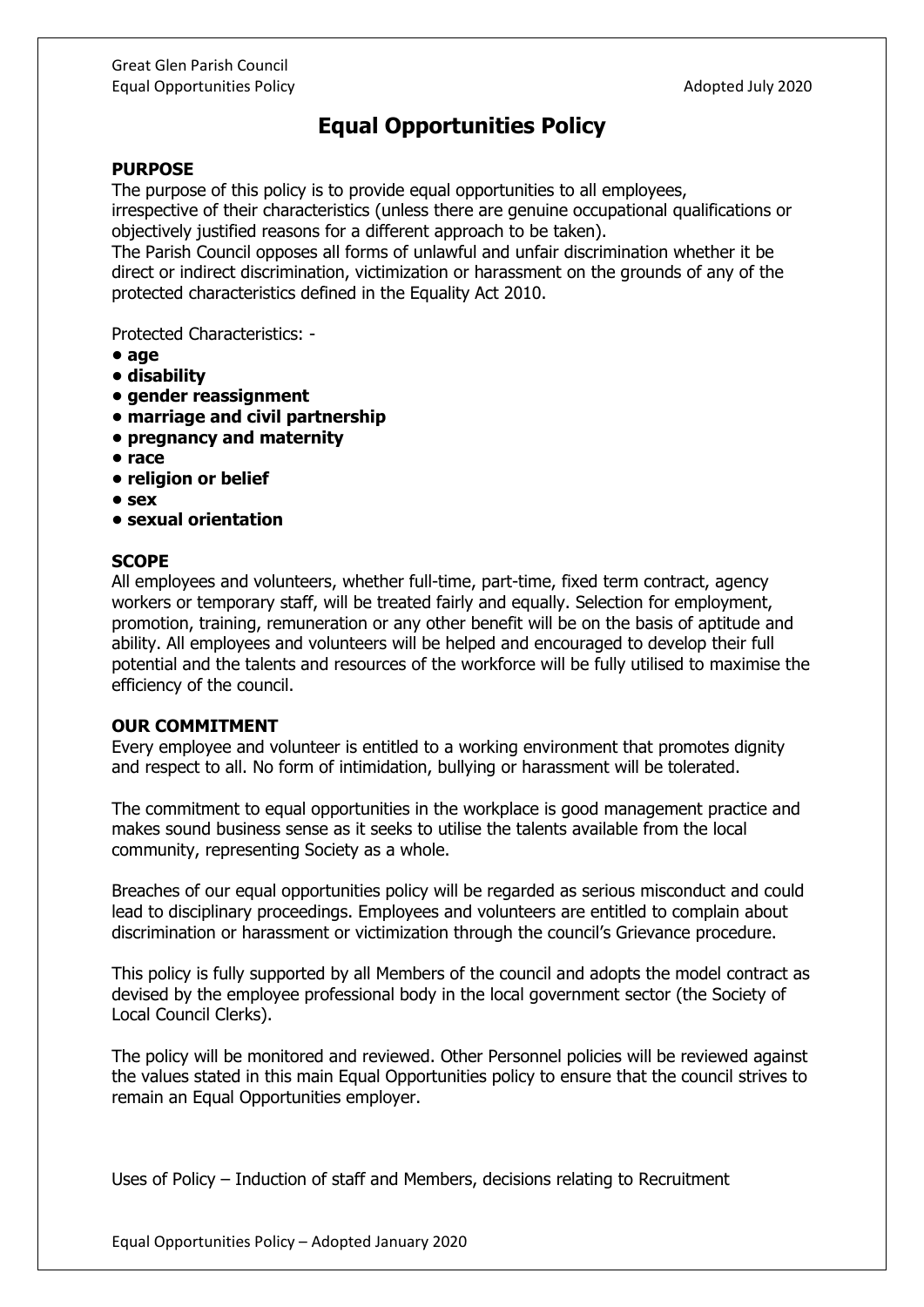# Equal Opportunities Policy

## PURPOSE

The purpose of this policy is to provide equal opportunities to all employees, irrespective of their characteristics (unless there are genuine occupational qualifications or objectively justified reasons for a different approach to be taken).

The Parish Council opposes all forms of unlawful and unfair discrimination whether it be direct or indirect discrimination, victimization or harassment on the grounds of any of the protected characteristics defined in the Equality Act 2010.

Protected Characteristics: -

- **age**
- **disability**
- **gender reassignment**
- **marriage and civil partnership**
- **pregnancy and maternity**
- **race**
- **religion or belief**
- **sex**
- **sexual orientation**

## SCOPE

All employees and volunteers, whether full-time, part-time, fixed term contract, agency workers or temporary staff, will be treated fairly and equally. Selection for employment, promotion, training, remuneration or any other benefit will be on the basis of aptitude and ability. All employees and volunteers will be helped and encouraged to develop their full potential and the talents and resources of the workforce will be fully utilised to maximise the efficiency of the council.

## OUR COMMITMENT

Every employee and volunteer is entitled to a working environment that promotes dignity and respect to all. No form of intimidation, bullying or harassment will be tolerated.

The commitment to equal opportunities in the workplace is good management practice and makes sound business sense as it seeks to utilise the talents available from the local community, representing Society as a whole.

Breaches of our equal opportunities policy will be regarded as serious misconduct and could lead to disciplinary proceedings. Employees and volunteers are entitled to complain about discrimination or harassment or victimization through the council's Grievance procedure.

This policy is fully supported by all Members of the council and adopts the model contract as devised by the employee professional body in the local government sector (the Society of Local Council Clerks).

The policy will be monitored and reviewed. Other Personnel policies will be reviewed against the values stated in this main Equal Opportunities policy to ensure that the council strives to remain an Equal Opportunities employer.

Uses of Policy – Induction of staff and Members, decisions relating to Recruitment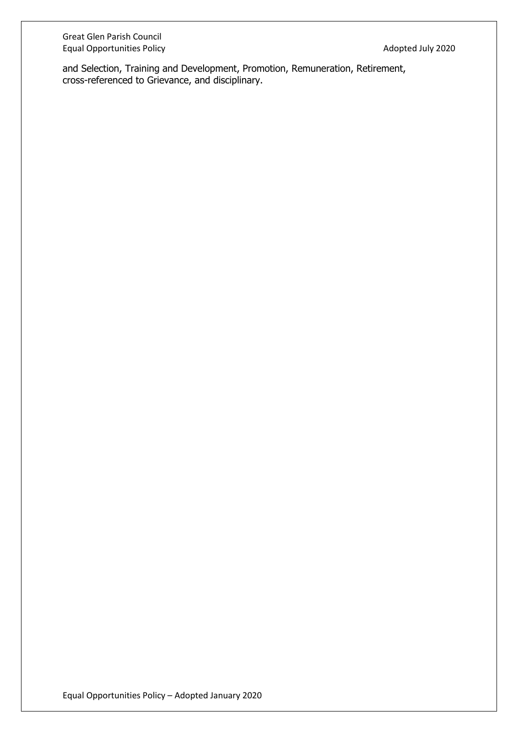and Selection, Training and Development, Promotion, Remuneration, Retirement, cross-referenced to Grievance, and disciplinary.